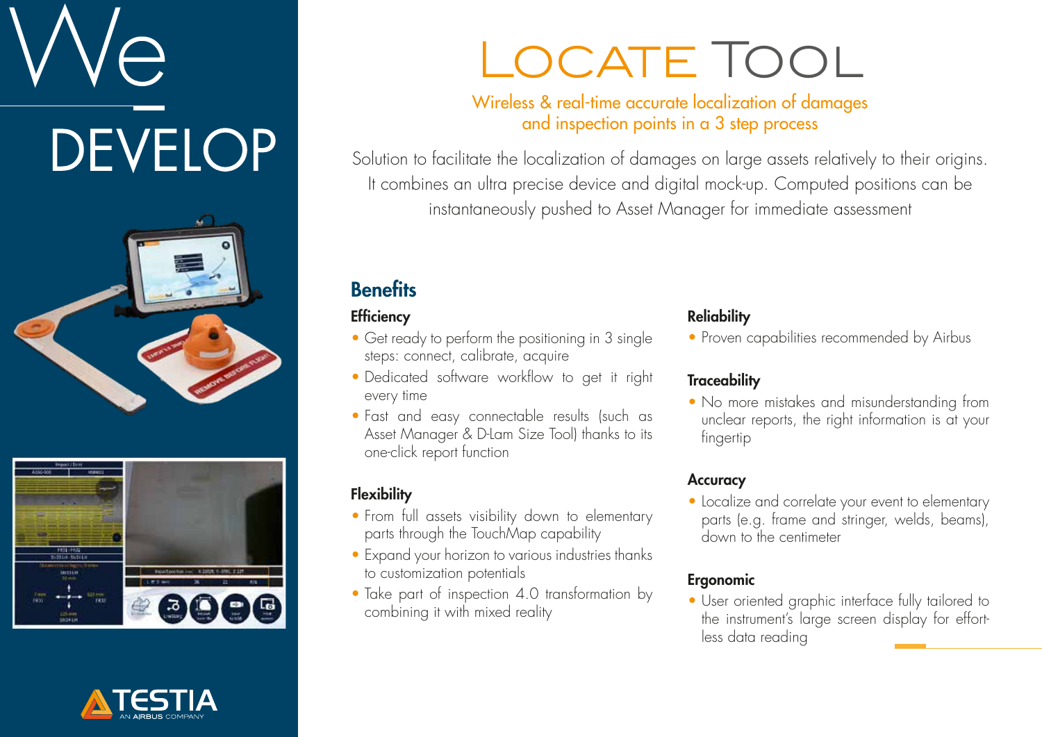# We DEVELOP

# Locate Tool

## Wireless & real-time accurate localization of damages and inspection points in a 3 step process

Solution to facilitate the localization of damages on large assets relatively to their origins. It combines an ultra precise device and digital mock-up. Computed positions can be instantaneously pushed to Asset Manager for immediate assessment

## Benefits

### Efficiency

- Get ready to perform the positioning in 3 single steps: connect, calibrate, acquire
- Dedicated software workflow to get it right every time
- Fast and easy connectable results (such as Asset Manager & D-Lam Size Tool) thanks to its one-click report function

### Flexibility

- From full assets visibility down to elementary parts through the TouchMap capability
- Expand your horizon to various industries thanks to customization potentials
- Take part of inspection 4.0 transformation by combining it with mixed reality

### Reliability

- Proven capabilities recommended by Airbus

### Traceability

- No more mistakes and misunderstanding from unclear reports, the right information is at your fingertip

### Accuracy

- Localize and correlate your event to elementary parts (e.g. frame and stringer, welds, beams), down to the centimeter

### Ergonomic

- User oriented graphic interface fully tailored to the instrument's large screen display for effort-less data reading

TESTIA
AN AIRBUS COMPANY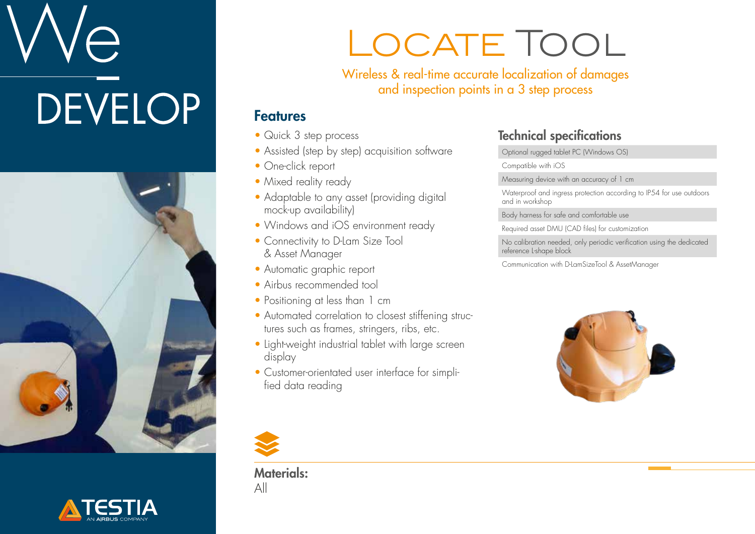We

DEVELOP

# LOCATE TOOL

Wireless & real-time accurate localization of damages and inspection points in a 3 step process

## Features

- Quick 3 step process
- Assisted (step by step) acquisition software
- One-click report
- Mixed reality ready
- Adaptable to any asset (providing digital mock-up availability)
- Windows and iOS environment ready
- Connectivity to D-Lam Size Tool & Asset Manager
- Automatic graphic report
- Airbus recommended tool
- Positioning at less than 1 cm
- Automated correlation to closest stiffening structures such as frames, stringers, ribs, etc.
- Light-weight industrial tablet with large screen display
- Customer-orientated user interface for simplified data reading

## Technical specifications

| |
|---|
| Optional rugged tablet PC (Windows OS) |
| Compatible with iOS |
| Measuring device with an accuracy of 1 cm |
| Waterproof and ingress protection according to IP54 for use outdoors and in workshop |
| Body harness for safe and comfortable use |
| Required asset DMU (CAD files) for customization |
| No calibration needed, only periodic verification using the dedicated reference L-shape block |
| Communication with D-LamSizeTool & AssetManager |

**Materials:**
All

TESTIA
AN AIRBUS COMPANY